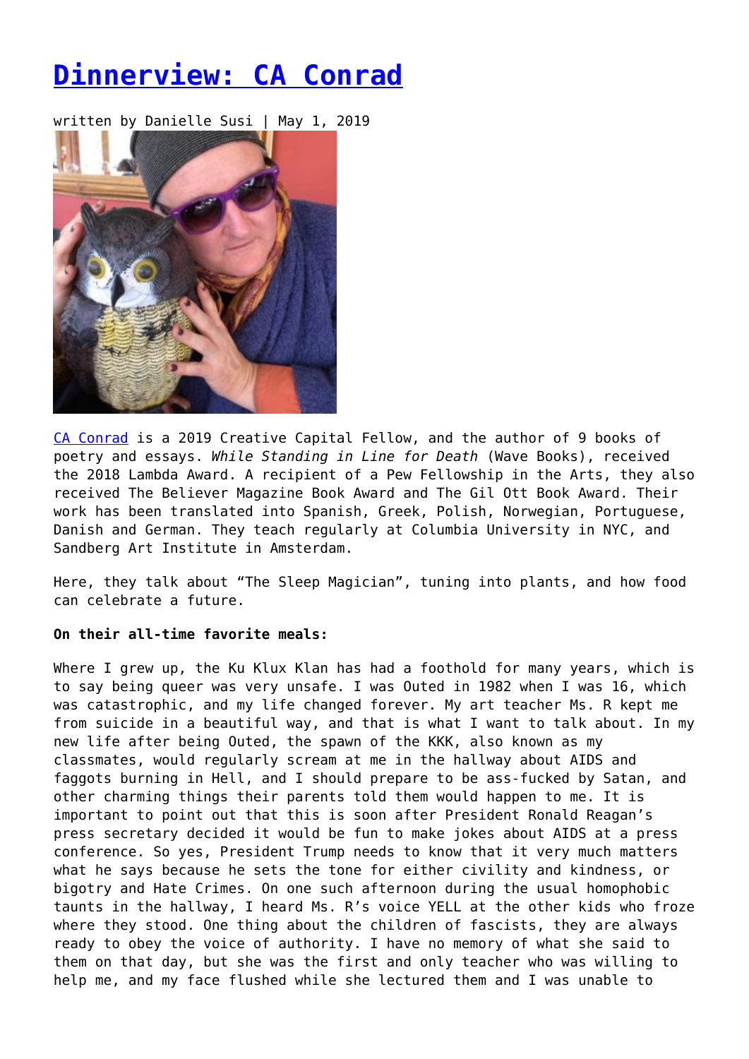# Dinnerview: CA Conrad

written by Danielle Susi | May 1, 2019

CA Conrad is a 2019 Creative Capital Fellow, and the author of 9 books of poetry and essays. *While Standing in Line for Death* (Wave Books), received the 2018 Lambda Award. A recipient of a Pew Fellowship in the Arts, they also received The Believer Magazine Book Award and The Gil Ott Book Award. Their work has been translated into Spanish, Greek, Polish, Norwegian, Portuguese, Danish and German. They teach regularly at Columbia University in NYC, and Sandberg Art Institute in Amsterdam.

Here, they talk about "The Sleep Magician", tuning into plants, and how food can celebrate a future.

**On their all-time favorite meals:**

Where I grew up, the Ku Klux Klan has had a foothold for many years, which is to say being queer was very unsafe. I was Outed in 1982 when I was 16, which was catastrophic, and my life changed forever. My art teacher Ms. R kept me from suicide in a beautiful way, and that is what I want to talk about. In my new life after being Outed, the spawn of the KKK, also known as my classmates, would regularly scream at me in the hallway about AIDS and faggots burning in Hell, and I should prepare to be ass-fucked by Satan, and other charming things their parents told them would happen to me. It is important to point out that this is soon after President Ronald Reagan's press secretary decided it would be fun to make jokes about AIDS at a press conference. So yes, President Trump needs to know that it very much matters what he says because he sets the tone for either civility and kindness, or bigotry and Hate Crimes. On one such afternoon during the usual homophobic taunts in the hallway, I heard Ms. R's voice YELL at the other kids who froze where they stood. One thing about the children of fascists, they are always ready to obey the voice of authority. I have no memory of what she said to them on that day, but she was the first and only teacher who was willing to help me, and my face flushed while she lectured them and I was unable to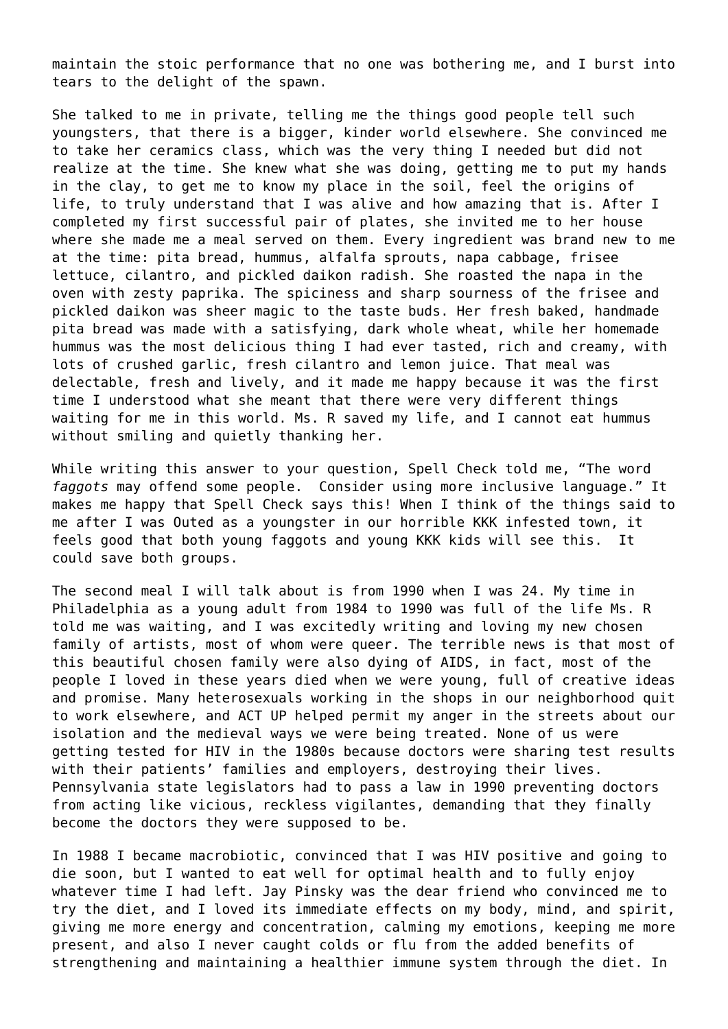maintain the stoic performance that no one was bothering me, and I burst into tears to the delight of the spawn.

She talked to me in private, telling me the things good people tell such youngsters, that there is a bigger, kinder world elsewhere. She convinced me to take her ceramics class, which was the very thing I needed but did not realize at the time. She knew what she was doing, getting me to put my hands in the clay, to get me to know my place in the soil, feel the origins of life, to truly understand that I was alive and how amazing that is. After I completed my first successful pair of plates, she invited me to her house where she made me a meal served on them. Every ingredient was brand new to me at the time: pita bread, hummus, alfalfa sprouts, napa cabbage, frisee lettuce, cilantro, and pickled daikon radish. She roasted the napa in the oven with zesty paprika. The spiciness and sharp sourness of the frisee and pickled daikon was sheer magic to the taste buds. Her fresh baked, handmade pita bread was made with a satisfying, dark whole wheat, while her homemade hummus was the most delicious thing I had ever tasted, rich and creamy, with lots of crushed garlic, fresh cilantro and lemon juice. That meal was delectable, fresh and lively, and it made me happy because it was the first time I understood what she meant that there were very different things waiting for me in this world. Ms. R saved my life, and I cannot eat hummus without smiling and quietly thanking her.

While writing this answer to your question, Spell Check told me, "The word *faggots* may offend some people.  Consider using more inclusive language." It makes me happy that Spell Check says this! When I think of the things said to me after I was Outed as a youngster in our horrible KKK infested town, it feels good that both young faggots and young KKK kids will see this.  It could save both groups.

The second meal I will talk about is from 1990 when I was 24. My time in Philadelphia as a young adult from 1984 to 1990 was full of the life Ms. R told me was waiting, and I was excitedly writing and loving my new chosen family of artists, most of whom were queer. The terrible news is that most of this beautiful chosen family were also dying of AIDS, in fact, most of the people I loved in these years died when we were young, full of creative ideas and promise. Many heterosexuals working in the shops in our neighborhood quit to work elsewhere, and ACT UP helped permit my anger in the streets about our isolation and the medieval ways we were being treated. None of us were getting tested for HIV in the 1980s because doctors were sharing test results with their patients' families and employers, destroying their lives. Pennsylvania state legislators had to pass a law in 1990 preventing doctors from acting like vicious, reckless vigilantes, demanding that they finally become the doctors they were supposed to be.

In 1988 I became macrobiotic, convinced that I was HIV positive and going to die soon, but I wanted to eat well for optimal health and to fully enjoy whatever time I had left. Jay Pinsky was the dear friend who convinced me to try the diet, and I loved its immediate effects on my body, mind, and spirit, giving me more energy and concentration, calming my emotions, keeping me more present, and also I never caught colds or flu from the added benefits of strengthening and maintaining a healthier immune system through the diet. In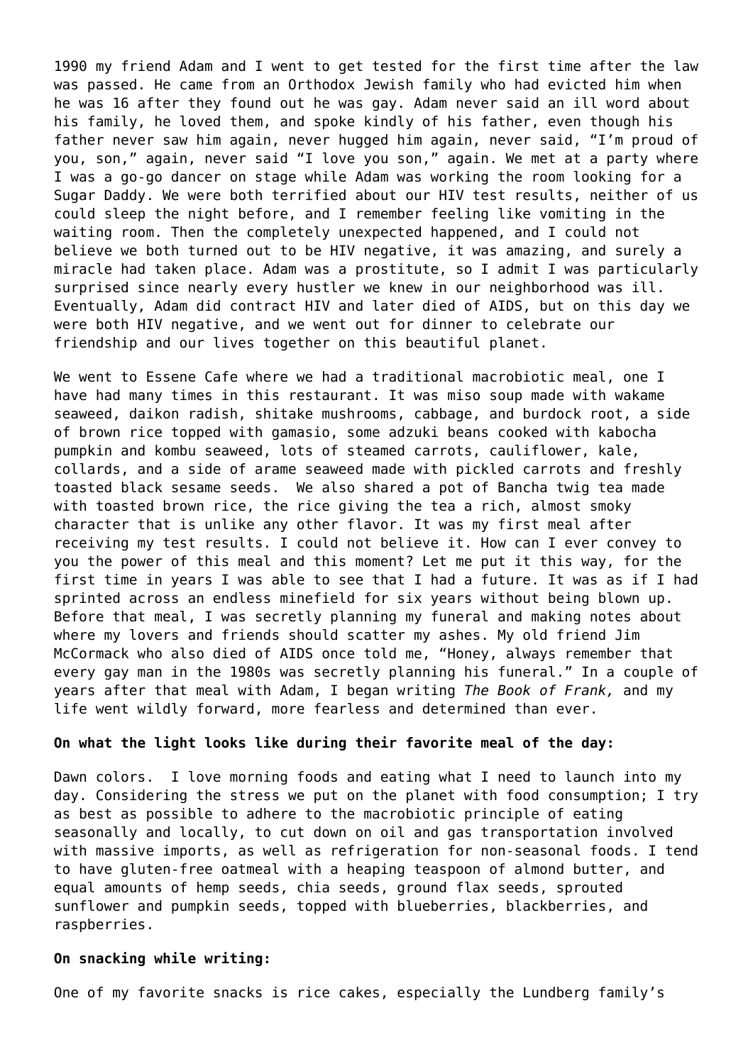1990 my friend Adam and I went to get tested for the first time after the law was passed. He came from an Orthodox Jewish family who had evicted him when he was 16 after they found out he was gay. Adam never said an ill word about his family, he loved them, and spoke kindly of his father, even though his father never saw him again, never hugged him again, never said, "I'm proud of you, son," again, never said "I love you son," again. We met at a party where I was a go-go dancer on stage while Adam was working the room looking for a Sugar Daddy. We were both terrified about our HIV test results, neither of us could sleep the night before, and I remember feeling like vomiting in the waiting room. Then the completely unexpected happened, and I could not believe we both turned out to be HIV negative, it was amazing, and surely a miracle had taken place. Adam was a prostitute, so I admit I was particularly surprised since nearly every hustler we knew in our neighborhood was ill. Eventually, Adam did contract HIV and later died of AIDS, but on this day we were both HIV negative, and we went out for dinner to celebrate our friendship and our lives together on this beautiful planet.

We went to Essene Cafe where we had a traditional macrobiotic meal, one I have had many times in this restaurant. It was miso soup made with wakame seaweed, daikon radish, shitake mushrooms, cabbage, and burdock root, a side of brown rice topped with gamasio, some adzuki beans cooked with kabocha pumpkin and kombu seaweed, lots of steamed carrots, cauliflower, kale, collards, and a side of arame seaweed made with pickled carrots and freshly toasted black sesame seeds. We also shared a pot of Bancha twig tea made with toasted brown rice, the rice giving the tea a rich, almost smoky character that is unlike any other flavor. It was my first meal after receiving my test results. I could not believe it. How can I ever convey to you the power of this meal and this moment? Let me put it this way, for the first time in years I was able to see that I had a future. It was as if I had sprinted across an endless minefield for six years without being blown up. Before that meal, I was secretly planning my funeral and making notes about where my lovers and friends should scatter my ashes. My old friend Jim McCormack who also died of AIDS once told me, "Honey, always remember that every gay man in the 1980s was secretly planning his funeral." In a couple of years after that meal with Adam, I began writing *The Book of Frank,* and my life went wildly forward, more fearless and determined than ever.

**On what the light looks like during their favorite meal of the day:**

Dawn colors. I love morning foods and eating what I need to launch into my day. Considering the stress we put on the planet with food consumption; I try as best as possible to adhere to the macrobiotic principle of eating seasonally and locally, to cut down on oil and gas transportation involved with massive imports, as well as refrigeration for non-seasonal foods. I tend to have gluten-free oatmeal with a heaping teaspoon of almond butter, and equal amounts of hemp seeds, chia seeds, ground flax seeds, sprouted sunflower and pumpkin seeds, topped with blueberries, blackberries, and raspberries.

**On snacking while writing:**

One of my favorite snacks is rice cakes, especially the Lundberg family's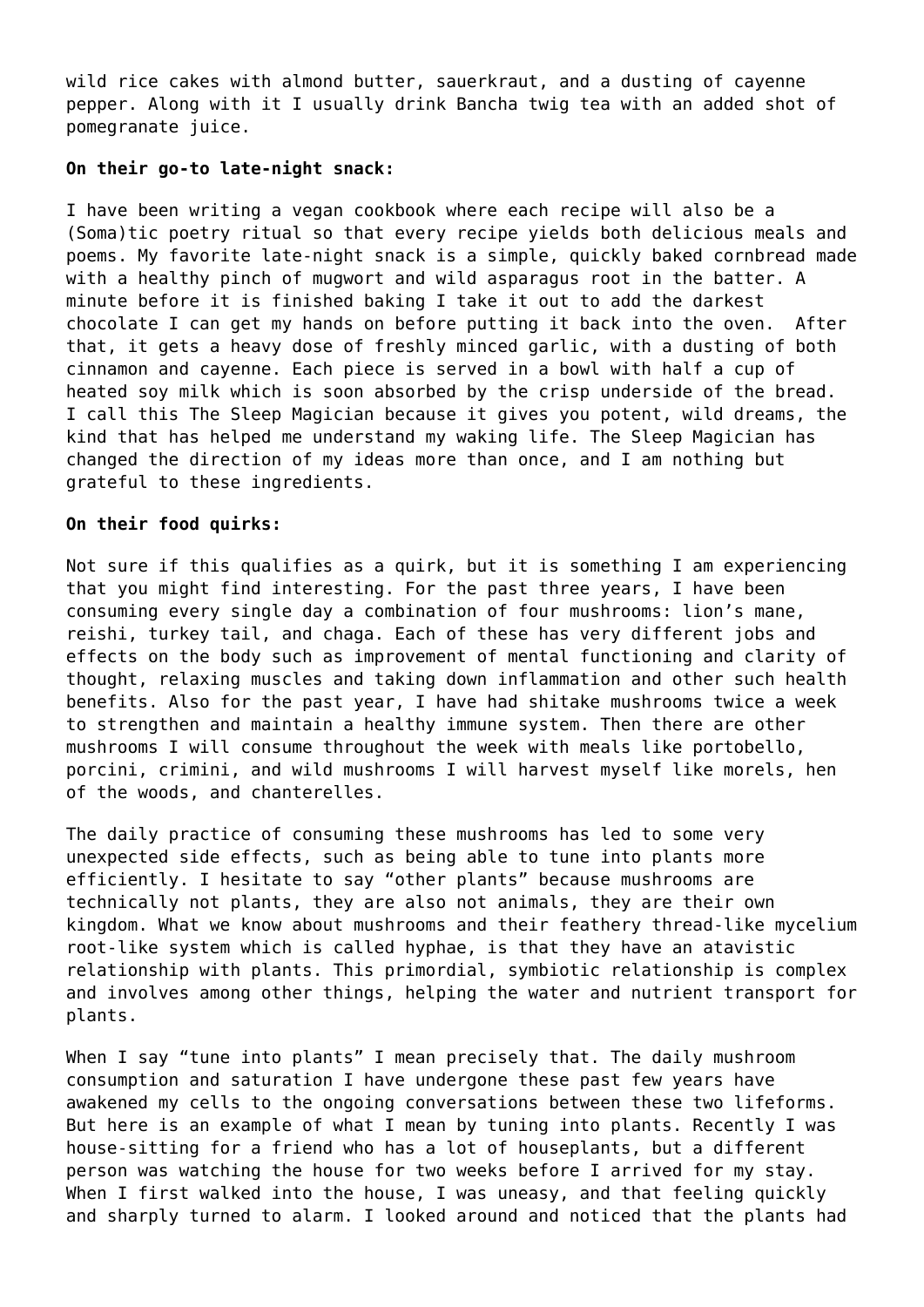wild rice cakes with almond butter, sauerkraut, and a dusting of cayenne pepper. Along with it I usually drink Bancha twig tea with an added shot of pomegranate juice.

**On their go-to late-night snack:**

I have been writing a vegan cookbook where each recipe will also be a (Soma)tic poetry ritual so that every recipe yields both delicious meals and poems. My favorite late-night snack is a simple, quickly baked cornbread made with a healthy pinch of mugwort and wild asparagus root in the batter. A minute before it is finished baking I take it out to add the darkest chocolate I can get my hands on before putting it back into the oven. After that, it gets a heavy dose of freshly minced garlic, with a dusting of both cinnamon and cayenne. Each piece is served in a bowl with half a cup of heated soy milk which is soon absorbed by the crisp underside of the bread. I call this The Sleep Magician because it gives you potent, wild dreams, the kind that has helped me understand my waking life. The Sleep Magician has changed the direction of my ideas more than once, and I am nothing but grateful to these ingredients.

**On their food quirks:**

Not sure if this qualifies as a quirk, but it is something I am experiencing that you might find interesting. For the past three years, I have been consuming every single day a combination of four mushrooms: lion's mane, reishi, turkey tail, and chaga. Each of these has very different jobs and effects on the body such as improvement of mental functioning and clarity of thought, relaxing muscles and taking down inflammation and other such health benefits. Also for the past year, I have had shitake mushrooms twice a week to strengthen and maintain a healthy immune system. Then there are other mushrooms I will consume throughout the week with meals like portobello, porcini, crimini, and wild mushrooms I will harvest myself like morels, hen of the woods, and chanterelles.

The daily practice of consuming these mushrooms has led to some very unexpected side effects, such as being able to tune into plants more efficiently. I hesitate to say "other plants" because mushrooms are technically not plants, they are also not animals, they are their own kingdom. What we know about mushrooms and their feathery thread-like mycelium root-like system which is called hyphae, is that they have an atavistic relationship with plants. This primordial, symbiotic relationship is complex and involves among other things, helping the water and nutrient transport for plants.

When I say "tune into plants" I mean precisely that. The daily mushroom consumption and saturation I have undergone these past few years have awakened my cells to the ongoing conversations between these two lifeforms. But here is an example of what I mean by tuning into plants. Recently I was house-sitting for a friend who has a lot of houseplants, but a different person was watching the house for two weeks before I arrived for my stay. When I first walked into the house, I was uneasy, and that feeling quickly and sharply turned to alarm. I looked around and noticed that the plants had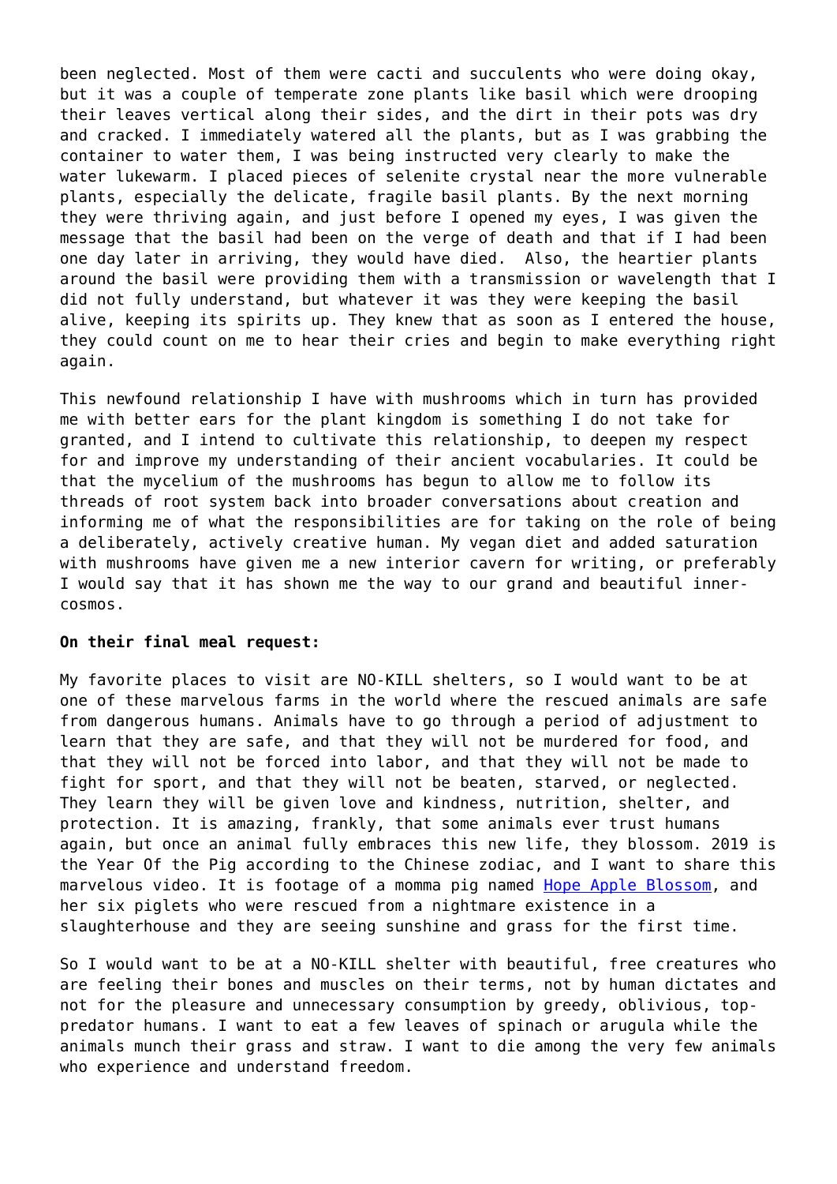been neglected. Most of them were cacti and succulents who were doing okay, but it was a couple of temperate zone plants like basil which were drooping their leaves vertical along their sides, and the dirt in their pots was dry and cracked. I immediately watered all the plants, but as I was grabbing the container to water them, I was being instructed very clearly to make the water lukewarm. I placed pieces of selenite crystal near the more vulnerable plants, especially the delicate, fragile basil plants. By the next morning they were thriving again, and just before I opened my eyes, I was given the message that the basil had been on the verge of death and that if I had been one day later in arriving, they would have died. Also, the heartier plants around the basil were providing them with a transmission or wavelength that I did not fully understand, but whatever it was they were keeping the basil alive, keeping its spirits up. They knew that as soon as I entered the house, they could count on me to hear their cries and begin to make everything right again.

This newfound relationship I have with mushrooms which in turn has provided me with better ears for the plant kingdom is something I do not take for granted, and I intend to cultivate this relationship, to deepen my respect for and improve my understanding of their ancient vocabularies. It could be that the mycelium of the mushrooms has begun to allow me to follow its threads of root system back into broader conversations about creation and informing me of what the responsibilities are for taking on the role of being a deliberately, actively creative human. My vegan diet and added saturation with mushrooms have given me a new interior cavern for writing, or preferably I would say that it has shown me the way to our grand and beautiful inner-cosmos.

**On their final meal request:**

My favorite places to visit are NO-KILL shelters, so I would want to be at one of these marvelous farms in the world where the rescued animals are safe from dangerous humans. Animals have to go through a period of adjustment to learn that they are safe, and that they will not be murdered for food, and that they will not be forced into labor, and that they will not be made to fight for sport, and that they will not be beaten, starved, or neglected. They learn they will be given love and kindness, nutrition, shelter, and protection. It is amazing, frankly, that some animals ever trust humans again, but once an animal fully embraces this new life, they blossom. 2019 is the Year Of the Pig according to the Chinese zodiac, and I want to share this marvelous video. It is footage of a momma pig named Hope Apple Blossom, and her six piglets who were rescued from a nightmare existence in a slaughterhouse and they are seeing sunshine and grass for the first time.

So I would want to be at a NO-KILL shelter with beautiful, free creatures who are feeling their bones and muscles on their terms, not by human dictates and not for the pleasure and unnecessary consumption by greedy, oblivious, top-predator humans. I want to eat a few leaves of spinach or arugula while the animals munch their grass and straw. I want to die among the very few animals who experience and understand freedom.